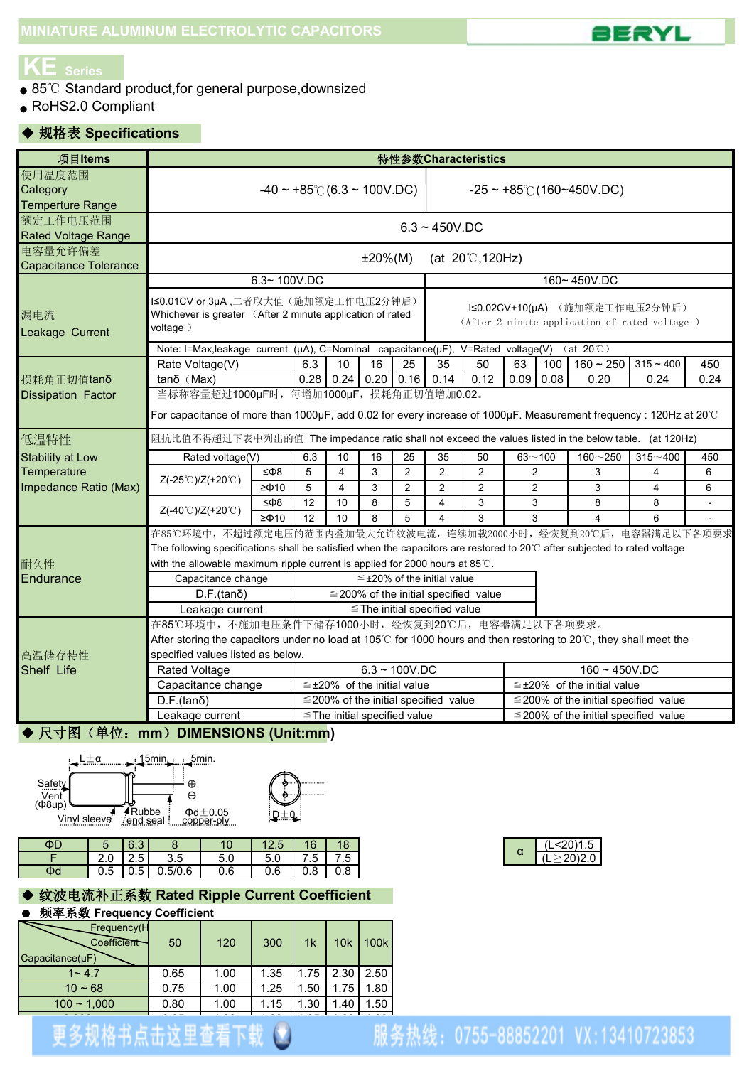MINIATURE ALUMINUM ELECTROLYTIC CAPACITORS

BERYL

# KE Series

- 85℃ Standard product,for general purpose,downsized
- RoHS2.0 Compliant

## ◆ 规格表 Specifications

| 项目Items | 特性参数Characteristics | | | | | | | | | | | | |
|---|---|---|---|---|---|---|---|---|---|---|---|---|---|
| 使用温度范围 Category Temperture Range | -40 ~ +85℃(6.3 ~ 100V.DC) | | | | | | -25 ~ +85℃(160~450V.DC) | | | | | | |
| 额定工作电压范围 Rated Voltage Range | 6.3 ~ 450V.DC | | | | | | | | | | | | |
| 电容量允许偏差 Capacitance Tolerance | ±20%(M) (at 20℃,120Hz) | | | | | | | | | | | | |
| 漏电流 Leakage Current | 6.3~ 100V.DC | | | | | | 160~ 450V.DC | | | | | | |
| | I≤0.01CV or 3μA ,二者取大值（施加额定工作电压2分钟后）Whichever is greater （After 2 minute application of rated voltage ） | | | | | | I≤0.02CV+10(μA) （施加额定工作电压2分钟后）（After 2 minute application of rated voltage ） | | | | | | |
| | Note: I=Max,leakage current (μA), C=Nominal capacitance(μF), V=Rated voltage(V) （at 20℃） | | | | | | | | | | | | |
| 损耗角正切值tanδ Dissipation Factor | Rated Voltage(V) | 6.3 | 10 | 16 | 25 | 35 | 50 | 63 | 100 | 160 ~ 250 | 315 ~ 400 | 450 | |
| | tanδ（Max) | 0.28 | 0.24 | 0.20 | 0.16 | 0.14 | 0.12 | 0.09 | 0.08 | 0.20 | 0.24 | 0.24 | |
| | 当标称容量超过1000μF时，每增加1000μF，损耗角正切值增加0.02。For capacitance of more than 1000μF, add 0.02 for every increase of 1000μF. Measurement frequency : 120Hz at 20℃ | | | | | | | | | | | | |

| 低温特性 Stability at Low Temperature Impedance Ratio (Max) | 阻抗比值不得超过下表中列出的值 The impedance ratio shall not exceed the values listed in the below table. (at 120Hz) | | | | | | | | | | |
|---|---|---|---|---|---|---|---|---|---|---|---|
| | Rated voltage(V) | | 6.3 | 10 | 16 | 25 | 35 | 50 | 63～100 | 160～250 | 315～400 | 450 |
| | Z(-25℃)/Z(+20℃) | ≤Φ8 | 5 | 4 | 3 | 2 | 2 | 2 | 2 | 3 | 4 | 6 |
| | | ≥Φ10 | 5 | 4 | 3 | 2 | 2 | 2 | 2 | 3 | 4 | 6 |
| | Z(-40℃)/Z(+20℃) | ≤Φ8 | 12 | 10 | 8 | 5 | 4 | 3 | 3 | 8 | 8 | - |
| | | ≥Φ10 | 12 | 10 | 8 | 5 | 4 | 3 | 3 | 4 | 6 | - |

**耐久性 Endurance**

在85℃环境中，不超过额定电压的范围内叠加最大允许纹波电流，连续加载2000小时，经恢复到20℃后，电容器满足以下各项要求
The following specifications shall be satisfied when the capacitors are restored to 20℃ after subjected to rated voltage with the allowable maximum ripple current is applied for 2000 hours at 85℃.

| Item | Requirement |
|---|---|
| Capacitance change | ≦±20% of the initial value |
| D.F.(tanδ) | ≦200% of the initial specified value |
| Leakage current | ≦The initial specified value |

**高温储存特性 Shelf Life**

在85℃环境中，不施加电压条件下储存1000小时，经恢复到20℃后，电容器满足以下各项要求。
After storing the capacitors under no load at 105℃ for 1000 hours and then restoring to 20℃, they shall meet the specified values listed as below.

| Rated Voltage | 6.3 ~ 100V.DC | 160 ~ 450V.DC |
|---|---|---|
| Capacitance change | ≦±20% of the initial value | ≦±20% of the initial value |
| D.F.(tanδ) | ≦200% of the initial specified value | ≦200% of the initial specified value |
| Leakage current | ≦The initial specified value | ≦200% of the initial specified value |

## ◆ 尺寸图（单位：mm）DIMENSIONS (Unit:mm)

L±α, 15min., 5min., Safety Vent (Φ8up), Vinyl sleeve, Rubber end seal, Φd±0.05 copper-ply, D±0.5

| ΦD | 5 | 6.3 | 8 | 10 | 12.5 | 16 | 18 |
|---|---|---|---|---|---|---|---|
| F | 2.0 | 2.5 | 3.5 | 5.0 | 5.0 | 7.5 | 7.5 |
| Φd | 0.5 | 0.5 | 0.5/0.6 | 0.6 | 0.6 | 0.8 | 0.8 |

| α | (L<20)1.5 |
|---|---|
| | (L≧20)2.0 |

## ◆ 纹波电流补正系数 Rated Ripple Current Coefficient

- 频率系数 Frequency Coefficient

| Frequency(Hz) Coefficient / Capacitance(μF) | 50 | 120 | 300 | 1k | 10k | 100k |
|---|---|---|---|---|---|---|
| 1 ~ 4.7 | 0.65 | 1.00 | 1.35 | 1.75 | 2.30 | 2.50 |
| 10 ~ 68 | 0.75 | 1.00 | 1.25 | 1.50 | 1.75 | 1.80 |
| 100 ~ 1,000 | 0.80 | 1.00 | 1.15 | 1.30 | 1.40 | 1.50 |

更多规格书点击这里查看下载 服务热线：0755-88852201 VX:13410723853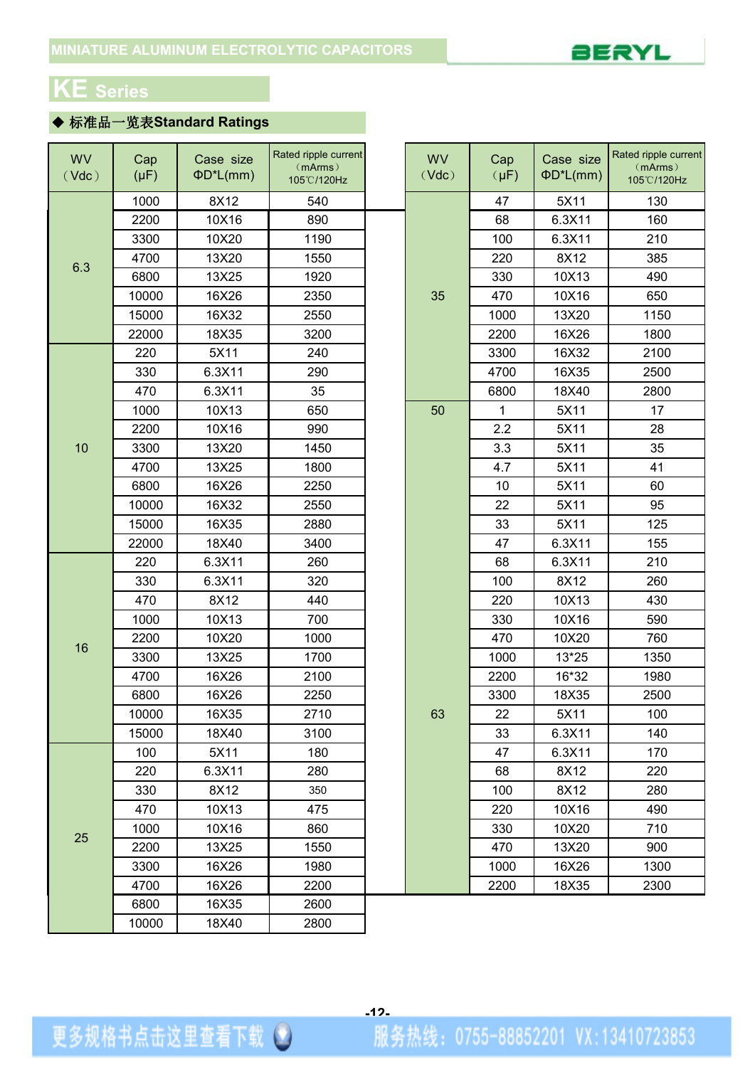MINIATURE ALUMINUM ELECTROLYTIC CAPACITORS

BERYL

# KE Series

## ◆ 标准品一览表Standard Ratings

| WV (Vdc) | Cap (μF) | Case size ΦD*L(mm) | Rated ripple current (mArms) 105℃/120Hz |
|---|---|---|---|
| 6.3 | 1000 | 8X12 | 540 |
| | 2200 | 10X16 | 890 |
| | 3300 | 10X20 | 1190 |
| | 4700 | 13X20 | 1550 |
| | 6800 | 13X25 | 1920 |
| | 10000 | 16X26 | 2350 |
| | 15000 | 16X32 | 2550 |
| | 22000 | 18X35 | 3200 |
| 10 | 220 | 5X11 | 240 |
| | 330 | 6.3X11 | 290 |
| | 470 | 6.3X11 | 35 |
| | 1000 | 10X13 | 650 |
| | 2200 | 10X16 | 990 |
| | 3300 | 13X20 | 1450 |
| | 4700 | 13X25 | 1800 |
| | 6800 | 16X26 | 2250 |
| | 10000 | 16X32 | 2550 |
| | 15000 | 16X35 | 2880 |
| | 22000 | 18X40 | 3400 |
| 16 | 220 | 6.3X11 | 260 |
| | 330 | 6.3X11 | 320 |
| | 470 | 8X12 | 440 |
| | 1000 | 10X13 | 700 |
| | 2200 | 10X20 | 1000 |
| | 3300 | 13X25 | 1700 |
| | 4700 | 16X26 | 2100 |
| | 6800 | 16X26 | 2250 |
| | 10000 | 16X35 | 2710 |
| | 15000 | 18X40 | 3100 |
| 25 | 100 | 5X11 | 180 |
| | 220 | 6.3X11 | 280 |
| | 330 | 8X12 | 350 |
| | 470 | 10X13 | 475 |
| | 1000 | 10X16 | 860 |
| | 2200 | 13X25 | 1550 |
| | 3300 | 16X26 | 1980 |
| | 4700 | 16X26 | 2200 |
| | 6800 | 16X35 | 2600 |
| | 10000 | 18X40 | 2800 |

| WV (Vdc) | Cap (μF) | Case size ΦD*L(mm) | Rated ripple current (mArms) 105℃/120Hz |
|---|---|---|---|
| 35 | 47 | 5X11 | 130 |
| | 68 | 6.3X11 | 160 |
| | 100 | 6.3X11 | 210 |
| | 220 | 8X12 | 385 |
| | 330 | 10X13 | 490 |
| | 470 | 10X16 | 650 |
| | 1000 | 13X20 | 1150 |
| | 2200 | 16X26 | 1800 |
| | 3300 | 16X32 | 2100 |
| | 4700 | 16X35 | 2500 |
| | 6800 | 18X40 | 2800 |
| 50 | 1 | 5X11 | 17 |
| | 2.2 | 5X11 | 28 |
| | 3.3 | 5X11 | 35 |
| | 4.7 | 5X11 | 41 |
| | 10 | 5X11 | 60 |
| | 22 | 5X11 | 95 |
| | 33 | 5X11 | 125 |
| | 47 | 6.3X11 | 155 |
| | 68 | 6.3X11 | 210 |
| | 100 | 8X12 | 260 |
| | 220 | 10X13 | 430 |
| | 330 | 10X16 | 590 |
| | 470 | 10X20 | 760 |
| | 1000 | 13*25 | 1350 |
| | 2200 | 16*32 | 1980 |
| | 3300 | 18X35 | 2500 |
| 63 | 22 | 5X11 | 100 |
| | 33 | 6.3X11 | 140 |
| | 47 | 6.3X11 | 170 |
| | 68 | 8X12 | 220 |
| | 100 | 8X12 | 280 |
| | 220 | 10X16 | 490 |
| | 330 | 10X20 | 710 |
| | 470 | 13X20 | 900 |
| | 1000 | 16X26 | 1300 |
| | 2200 | 18X35 | 2300 |

更多规格书点击这里查看下载 服务热线：0755-88852201 VX:13410723853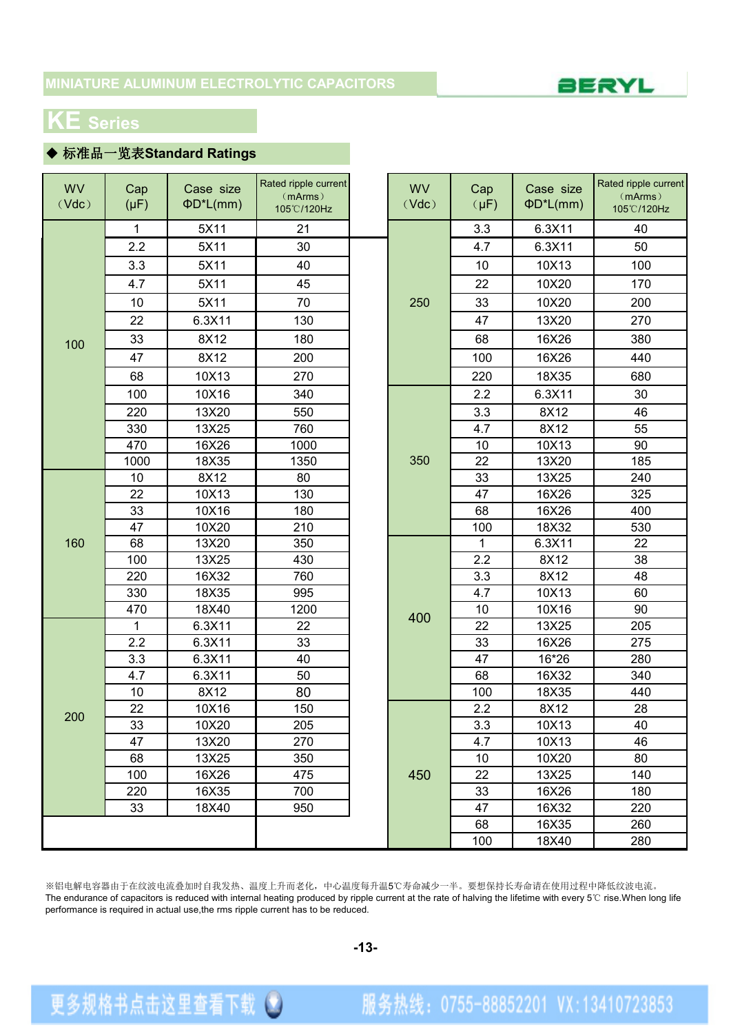MINIATURE ALUMINUM ELECTROLYTIC CAPACITORS

BERYL

# KE Series

## ◆ 标准品一览表Standard Ratings

| WV (Vdc) | Cap (μF) | Case size ΦD*L(mm) | Rated ripple current (mArms) 105℃/120Hz |
|---|---|---|---|
| 100 | 1 | 5X11 | 21 |
| | 2.2 | 5X11 | 30 |
| | 3.3 | 5X11 | 40 |
| | 4.7 | 5X11 | 45 |
| | 10 | 5X11 | 70 |
| | 22 | 6.3X11 | 130 |
| | 33 | 8X12 | 180 |
| | 47 | 8X12 | 200 |
| | 68 | 10X13 | 270 |
| | 100 | 10X16 | 340 |
| | 220 | 13X20 | 550 |
| | 330 | 13X25 | 760 |
| | 470 | 16X26 | 1000 |
| | 1000 | 18X35 | 1350 |
| 160 | 10 | 8X12 | 80 |
| | 22 | 10X13 | 130 |
| | 33 | 10X16 | 180 |
| | 47 | 10X20 | 210 |
| | 68 | 13X20 | 350 |
| | 100 | 13X25 | 430 |
| | 220 | 16X32 | 760 |
| | 330 | 18X35 | 995 |
| | 470 | 18X40 | 1200 |
| 200 | 1 | 6.3X11 | 22 |
| | 2.2 | 6.3X11 | 33 |
| | 3.3 | 6.3X11 | 40 |
| | 4.7 | 6.3X11 | 50 |
| | 10 | 8X12 | 80 |
| | 22 | 10X16 | 150 |
| | 33 | 10X20 | 205 |
| | 47 | 13X20 | 270 |
| | 68 | 13X25 | 350 |
| | 100 | 16X26 | 475 |
| | 220 | 16X35 | 700 |
| | 33 | 18X40 | 950 |

| WV (Vdc) | Cap (μF) | Case size ΦD*L(mm) | Rated ripple current (mArms) 105℃/120Hz |
|---|---|---|---|
| 250 | 3.3 | 6.3X11 | 40 |
| | 4.7 | 6.3X11 | 50 |
| | 10 | 10X13 | 100 |
| | 22 | 10X20 | 170 |
| | 33 | 10X20 | 200 |
| | 47 | 13X20 | 270 |
| | 68 | 16X26 | 380 |
| | 100 | 16X26 | 440 |
| | 220 | 18X35 | 680 |
| 350 | 2.2 | 6.3X11 | 30 |
| | 3.3 | 8X12 | 46 |
| | 4.7 | 8X12 | 55 |
| | 10 | 10X13 | 90 |
| | 22 | 13X20 | 185 |
| | 33 | 13X25 | 240 |
| | 47 | 16X26 | 325 |
| | 68 | 16X26 | 400 |
| | 100 | 18X32 | 530 |
| 400 | 1 | 6.3X11 | 22 |
| | 2.2 | 8X12 | 38 |
| | 3.3 | 8X12 | 48 |
| | 4.7 | 10X13 | 60 |
| | 10 | 10X16 | 90 |
| | 22 | 13X25 | 205 |
| | 33 | 16X26 | 275 |
| | 47 | 16*26 | 280 |
| | 68 | 16X32 | 340 |
| | 100 | 18X35 | 440 |
| 450 | 2.2 | 8X12 | 28 |
| | 3.3 | 10X13 | 40 |
| | 4.7 | 10X13 | 46 |
| | 10 | 10X20 | 80 |
| | 22 | 13X25 | 140 |
| | 33 | 16X26 | 180 |
| | 47 | 16X32 | 220 |
| | 68 | 16X35 | 260 |
| | 100 | 18X40 | 280 |

※铝电解电容器由于在纹波电流叠加时自我发热、温度上升而老化，中心温度每升温5℃寿命减少一半。要想保持长寿命请在使用过程中降低纹波电流。
The endurance of capacitors is reduced with internal heating produced by ripple current at the rate of halving the lifetime with every 5℃ rise.When long life performance is required in actual use,the rms ripple current has to be reduced.

更多规格书点击这里查看下载 服务热线：0755-88852201 VX:13410723853